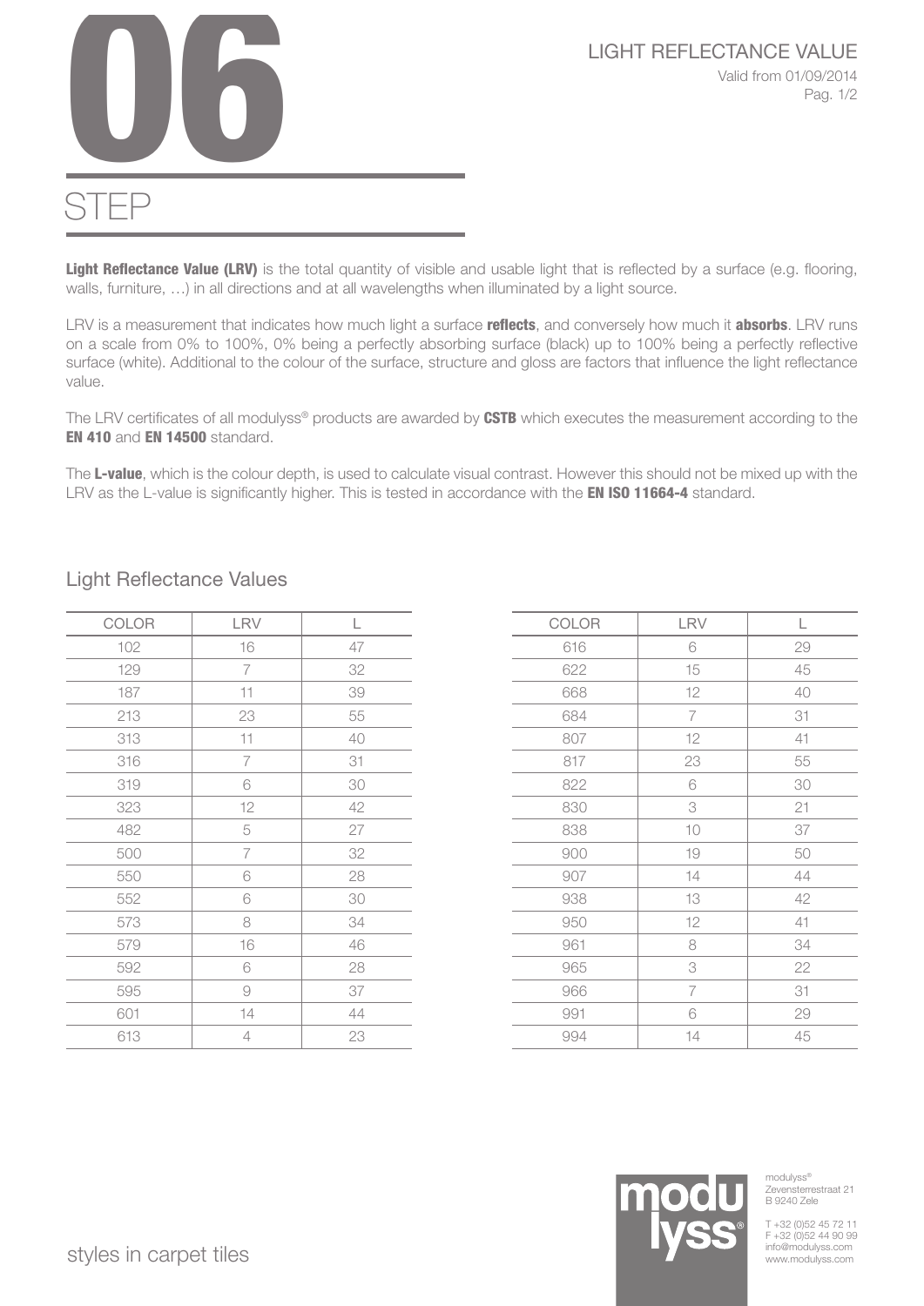# 06

# STEP

## LIGHT REFLECTANCE VALUE

Valid from 01/09/2014

**Light Reflectance Value (LRV)** is the total quantity of visible and usable light that is reflected by a surface (e.g. flooring, walls, furniture, …) in all directions and at all wavelengths when illuminated by a light source.

LRV is a measurement that indicates how much light a surface **reflects**, and conversely how much it **absorbs**. LRV runs on a scale from 0% to 100%, 0% being a perfectly absorbing surface (black) up to 100% being a perfectly reflective surface (white). Additional to the colour of the surface, structure and gloss are factors that influence the light reflectance value.

The LRV certificates of all modulyss® products are awarded by **CSTB** which executes the measurement according to the **EN 410** and **EN 14500** standard.

The **L-value**, which is the colour depth, is used to calculate visual contrast. However this should not be mixed up with the LRV as the L-value is significantly higher. This is tested in accordance with the **EN ISO 11664-4** standard.

### Light Reflectance Values

| COLOR | LRV | L |
| --- | --- | --- |
| 102 | 16 | 47 |
| 129 | 7 | 32 |
| 187 | 11 | 39 |
| 213 | 23 | 55 |
| 313 | 11 | 40 |
| 316 | 7 | 31 |
| 319 | 6 | 30 |
| 323 | 12 | 42 |
| 482 | 5 | 27 |
| 500 | 7 | 32 |
| 550 | 6 | 28 |
| 552 | 6 | 30 |
| 573 | 8 | 34 |
| 579 | 16 | 46 |
| 592 | 6 | 28 |
| 595 | 9 | 37 |
| 601 | 14 | 44 |
| 613 | 4 | 23 |

| COLOR | LRV | L |
| --- | --- | --- |
| 616 | 6 | 29 |
| 622 | 15 | 45 |
| 668 | 12 | 40 |
| 684 | 7 | 31 |
| 807 | 12 | 41 |
| 817 | 23 | 55 |
| 822 | 6 | 30 |
| 830 | 3 | 21 |
| 838 | 10 | 37 |
| 900 | 19 | 50 |
| 907 | 14 | 44 |
| 938 | 13 | 42 |
| 950 | 12 | 41 |
| 961 | 8 | 34 |
| 965 | 3 | 22 |
| 966 | 7 | 31 |
| 991 | 6 | 29 |
| 994 | 14 | 45 |

styles in carpet tiles

modulyss®
Zevensterrestraat 21
B 9240 Zele

T +32 (0)52 45 72 11
F +32 (0)52 44 90 99
info@modulyss.com
www.modulyss.com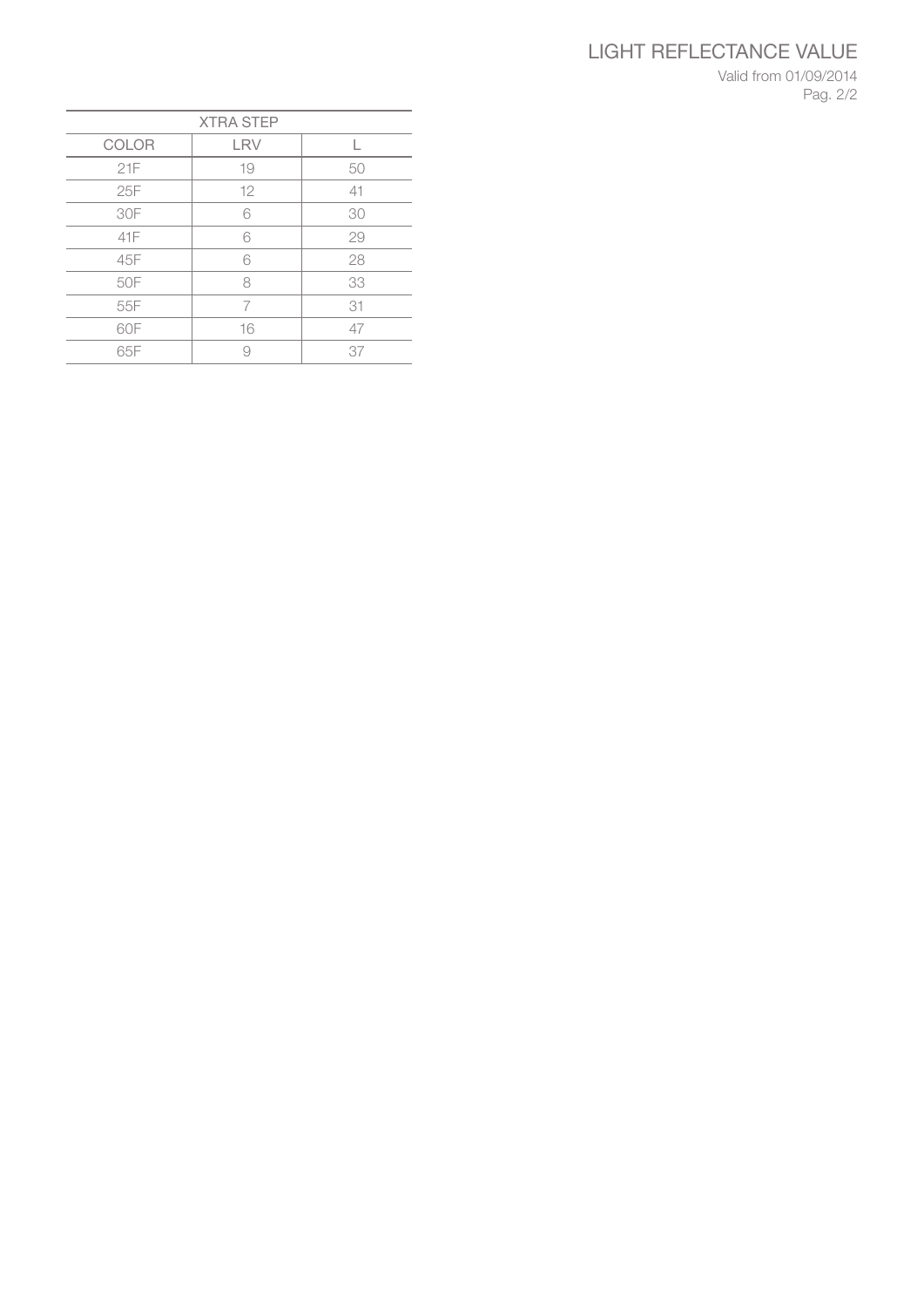# LIGHT REFLECTANCE VALUE

Valid from 01/09/2014

| XTRA STEP | | |
|---|---|---|
| COLOR | LRV | L |
| 21F | 19 | 50 |
| 25F | 12 | 41 |
| 30F | 6 | 30 |
| 41F | 6 | 29 |
| 45F | 6 | 28 |
| 50F | 8 | 33 |
| 55F | 7 | 31 |
| 60F | 16 | 47 |
| 65F | 9 | 37 |